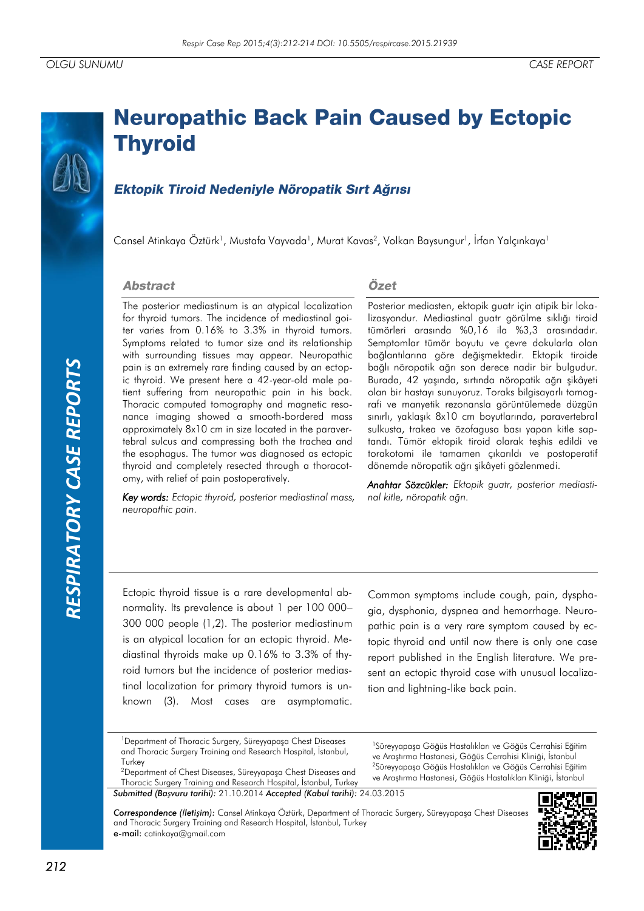OLGU SUNUMU

CASE REPORT

# Neuropathic Back Pain Caused by Ectopic Thyroid

## *Ektopik Tiroid Nedeniyle Nöropatik Sırt Ağrısı*

Cansel Atinkaya Öztürk[1], Mustafa Vayvada[1], Murat Kavas[2], Volkan Baysungur[1], İrfan Yalçınkaya[1]

### Abstract

The posterior mediastinum is an atypical localization for thyroid tumors. The incidence of mediastinal goiter varies from 0.16% to 3.3% in thyroid tumors. Symptoms related to tumor size and its relationship with surrounding tissues may appear. Neuropathic pain is an extremely rare finding caused by an ectopic thyroid. We present here a 42-year-old male patient suffering from neuropathic pain in his back. Thoracic computed tomography and magnetic resonance imaging showed a smooth-bordered mass approximately 8x10 cm in size located in the paravertebral sulcus and compressing both the trachea and the esophagus. The tumor was diagnosed as ectopic thyroid and completely resected through a thoracotomy, with relief of pain postoperatively.

*Key words: Ectopic thyroid, posterior mediastinal mass, neuropathic pain.*

### Özet

Posterior mediasten, ektopik guatr için atipik bir lokalizasyondur. Mediastinal guatr görülme sıklığı tiroid tümörleri arasında %0,16 ila %3,3 arasındadır. Semptomlar tümör boyutu ve çevre dokularla olan bağlantılarına göre değişmektedir. Ektopik tiroide bağlı nöropatik ağrı son derece nadir bir bulgudur. Burada, 42 yaşında, sırtında nöropatik ağrı şikâyeti olan bir hastayı sunuyoruz. Toraks bilgisayarlı tomografi ve manyetik rezonansla görüntülemede düzgün sınırlı, yaklaşık 8x10 cm boyutlarında, paravertebral sulkusta, trakea ve özofagusa bası yapan kitle saptandı. Tümör ektopik tiroid olarak teşhis edildi ve torakotomi ile tamamen çıkarıldı ve postoperatif dönemde nöropatik ağrı şikâyeti gözlenmedi.

*Anahtar Sözcükler: Ektopik guatr, posterior mediastinal kitle, nöropatik ağrı.*

Ectopic thyroid tissue is a rare developmental abnormality. Its prevalence is about 1 per 100 000–300 000 people (1,2). The posterior mediastinum is an atypical location for an ectopic thyroid. Mediastinal thyroids make up 0.16% to 3.3% of thyroid tumors but the incidence of posterior mediastinal localization for primary thyroid tumors is unknown (3). Most cases are asymptomatic. Common symptoms include cough, pain, dysphagia, dysphonia, dyspnea and hemorrhage. Neuropathic pain is a very rare symptom caused by ectopic thyroid and until now there is only one case report published in the English literature. We present an ectopic thyroid case with unusual localization and lightning-like back pain.

[1]Department of Thoracic Surgery, Süreyyapaşa Chest Diseases and Thoracic Surgery Training and Research Hospital, İstanbul, Turkey
[2]Department of Chest Diseases, Süreyyapaşa Chest Diseases and Thoracic Surgery Training and Research Hospital, İstanbul, Turkey

[1]Süreyyapaşa Göğüs Hastalıkları ve Göğüs Cerrahisi Eğitim ve Araştırma Hastanesi, Göğüs Cerrahisi Kliniği, İstanbul
[2]Süreyyapaşa Göğüs Hastalıkları ve Göğüs Cerrahisi Eğitim ve Araştırma Hastanesi, Göğüs Hastalıkları Kliniği, İstanbul

***Submitted (Başvuru tarihi):*** 21.10.2014 ***Accepted (Kabul tarihi):*** 24.03.2015

***Correspondence (İletişim):*** Cansel Atinkaya Öztürk, Department of Thoracic Surgery, Süreyyapaşa Chest Diseases and Thoracic Surgery Training and Research Hospital, İstanbul, Turkey
**e-mail:** catinkaya@gmail.com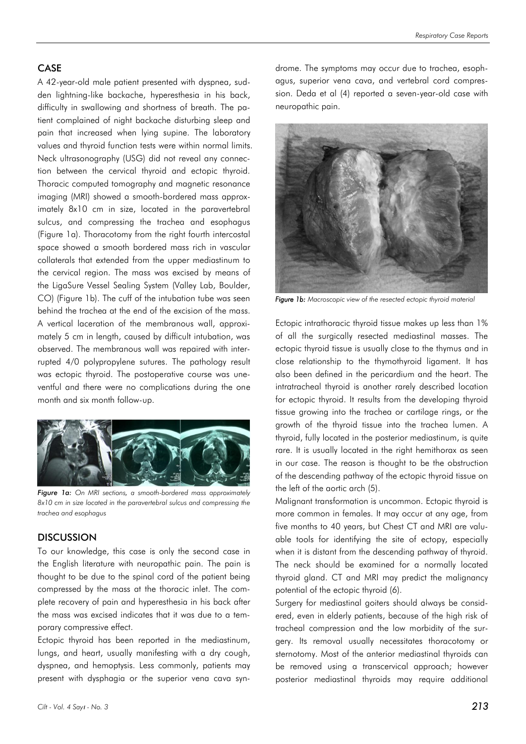## CASE

A 42-year-old male patient presented with dyspnea, sudden lightning-like backache, hyperesthesia in his back, difficulty in swallowing and shortness of breath. The patient complained of night backache disturbing sleep and pain that increased when lying supine. The laboratory values and thyroid function tests were within normal limits. Neck ultrasonography (USG) did not reveal any connection between the cervical thyroid and ectopic thyroid. Thoracic computed tomography and magnetic resonance imaging (MRI) showed a smooth-bordered mass approximately 8x10 cm in size, located in the paravertebral sulcus, and compressing the trachea and esophagus (Figure 1a). Thoracotomy from the right fourth intercostal space showed a smooth bordered mass rich in vascular collaterals that extended from the upper mediastinum to the cervical region. The mass was excised by means of the LigaSure Vessel Sealing System (Valley Lab, Boulder, CO) (Figure 1b). The cuff of the intubation tube was seen behind the trachea at the end of the excision of the mass. A vertical laceration of the membranous wall, approximately 5 cm in length, caused by difficult intubation, was observed. The membranous wall was repaired with interrupted 4/0 polypropylene sutures. The pathology result was ectopic thyroid. The postoperative course was uneventful and there were no complications during the one month and six month follow-up.

***Figure 1a:*** *On MRI sections, a smooth-bordered mass approximately 8x10 cm in size located in the paravertebral sulcus and compressing the trachea and esophagus*

## DISCUSSION

To our knowledge, this case is only the second case in the English literature with neuropathic pain. The pain is thought to be due to the spinal cord of the patient being compressed by the mass at the thoracic inlet. The complete recovery of pain and hyperesthesia in his back after the mass was excised indicates that it was due to a temporary compressive effect.

Ectopic thyroid has been reported in the mediastinum, lungs, and heart, usually manifesting with a dry cough, dyspnea, and hemoptysis. Less commonly, patients may present with dysphagia or the superior vena cava syndrome. The symptoms may occur due to trachea, esophagus, superior vena cava, and vertebral cord compression. Deda et al (4) reported a seven-year-old case with neuropathic pain.

***Figure 1b:*** *Macroscopic view of the resected ectopic thyroid material*

Ectopic intrathoracic thyroid tissue makes up less than 1% of all the surgically resected mediastinal masses. The ectopic thyroid tissue is usually close to the thymus and in close relationship to the thymothyroid ligament. It has also been defined in the pericardium and the heart. The intratracheal thyroid is another rarely described location for ectopic thyroid. It results from the developing thyroid tissue growing into the trachea or cartilage rings, or the growth of the thyroid tissue into the trachea lumen. A thyroid, fully located in the posterior mediastinum, is quite rare. It is usually located in the right hemithorax as seen in our case. The reason is thought to be the obstruction of the descending pathway of the ectopic thyroid tissue on the left of the aortic arch (5).

Malignant transformation is uncommon. Ectopic thyroid is more common in females. It may occur at any age, from five months to 40 years, but Chest CT and MRI are valuable tools for identifying the site of ectopy, especially when it is distant from the descending pathway of thyroid. The neck should be examined for a normally located thyroid gland. CT and MRI may predict the malignancy potential of the ectopic thyroid (6).

Surgery for mediastinal goiters should always be considered, even in elderly patients, because of the high risk of tracheal compression and the low morbidity of the surgery. Its removal usually necessitates thoracotomy or sternotomy. Most of the anterior mediastinal thyroids can be removed using a transcervical approach; however posterior mediastinal thyroids may require additional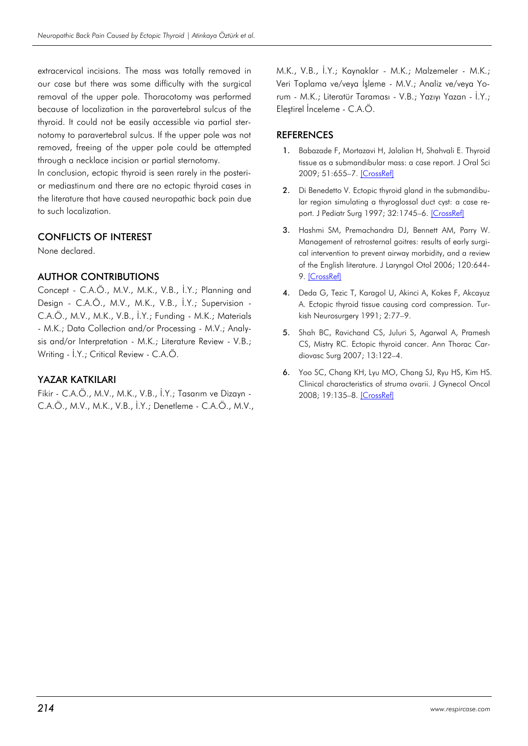extracervical incisions. The mass was totally removed in our case but there was some difficulty with the surgical removal of the upper pole. Thoracotomy was performed because of localization in the paravertebral sulcus of the thyroid. It could not be easily accessible via partial sternotomy to paravertebral sulcus. If the upper pole was not removed, freeing of the upper pole could be attempted through a necklace incision or partial sternotomy.

In conclusion, ectopic thyroid is seen rarely in the posterior mediastinum and there are no ectopic thyroid cases in the literature that have caused neuropathic back pain due to such localization.

## CONFLICTS OF INTEREST

None declared.

## AUTHOR CONTRIBUTIONS

Concept - C.A.Ö., M.V., M.K., V.B., İ.Y.; Planning and Design - C.A.Ö., M.V., M.K., V.B., İ.Y.; Supervision - C.A.Ö., M.V., M.K., V.B., İ.Y.; Funding - M.K.; Materials - M.K.; Data Collection and/or Processing - M.V.; Analysis and/or Interpretation - M.K.; Literature Review - V.B.; Writing - İ.Y.; Critical Review - C.A.Ö.

## YAZAR KATKILARI

Fikir - C.A.Ö., M.V., M.K., V.B., İ.Y.; Tasarım ve Dizayn - C.A.Ö., M.V., M.K., V.B., İ.Y.; Denetleme - C.A.Ö., M.V., M.K., V.B., İ.Y.; Kaynaklar - M.K.; Malzemeler - M.K.; Veri Toplama ve/veya İşleme - M.V.; Analiz ve/veya Yorum - M.K.; Literatür Taraması - V.B.; Yazıyı Yazan - İ.Y.; Eleştirel İnceleme - C.A.Ö.

## REFERENCES

1. Babazade F, Mortazavi H, Jalalian H, Shahvali E. Thyroid tissue as a submandibular mass: a case report. J Oral Sci 2009; 51:655–7. [CrossRef]
2. Di Benedetto V. Ectopic thyroid gland in the submandibular region simulating a thyroglossal duct cyst: a case report. J Pediatr Surg 1997; 32:1745–6. [CrossRef]
3. Hashmi SM, Premachandra DJ, Bennett AM, Parry W. Management of retrosternal goitres: results of early surgical intervention to prevent airway morbidity, and a review of the English literature. J Laryngol Otol 2006; 120:644-9. [CrossRef]
4. Deda G, Tezic T, Karagol U, Akinci A, Kokes F, Akcayuz A. Ectopic thyroid tissue causing cord compression. Turkish Neurosurgery 1991; 2:77–9.
5. Shah BC, Ravichand CS, Juluri S, Agarwal A, Pramesh CS, Mistry RC. Ectopic thyroid cancer. Ann Thorac Cardiovasc Surg 2007; 13:122–4.
6. Yoo SC, Chang KH, Lyu MO, Chang SJ, Ryu HS, Kim HS. Clinical characteristics of struma ovarii. J Gynecol Oncol 2008; 19:135–8. [CrossRef]